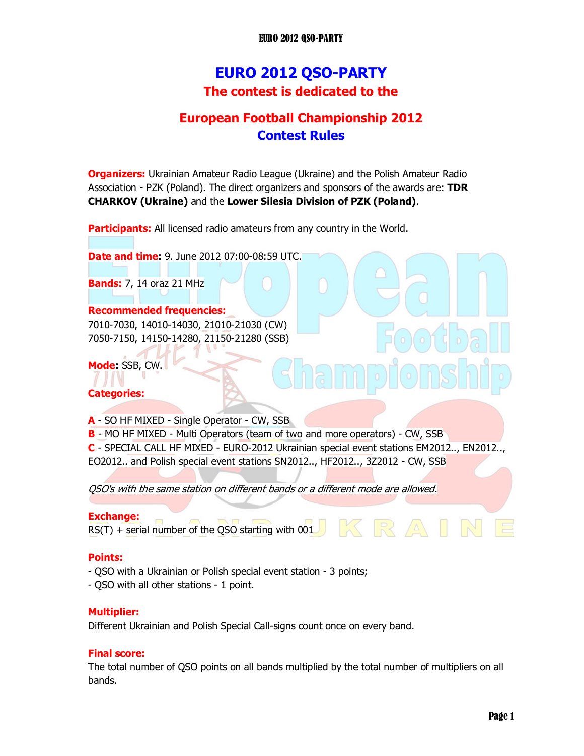# EURO 2012 QSO-PARTY

## The contest is dedicated to the

## European Football Championship 2012

## Contest Rules

**Organizers:** Ukrainian Amateur Radio League (Ukraine) and the Polish Amateur Radio Association - PZK (Poland). The direct organizers and sponsors of the awards are: **TDR CHARKOV (Ukraine)** and the **Lower Silesia Division of PZK (Poland)**.

**Participants:** All licensed radio amateurs from any country in the World.

**Date and time:** 9. June 2012 07:00-08:59 UTC.

**Bands:** 7, 14 oraz 21 MHz

**Recommended frequencies:**
7010-7030, 14010-14030, 21010-21030 (CW)
7050-7150, 14150-14280, 21150-21280 (SSB)

**Mode:** SSB, CW.

**Categories:**

**A** - SO HF MIXED - Single Operator - CW, SSB
**B** - MO HF MIXED - Multi Operators (team of two and more operators) - CW, SSB
**C** - SPECIAL CALL HF MIXED - EURO-2012 Ukrainian special event stations EM2012.., EN2012.., EO2012.. and Polish special event stations SN2012.., HF2012.., 3Z2012 - CW, SSB

*QSO's with the same station on different bands or a different mode are allowed.*

**Exchange:**
RS(T) + serial number of the QSO starting with 001

**Points:**
- QSO with a Ukrainian or Polish special event station - 3 points;
- QSO with all other stations - 1 point.

**Multiplier:**
Different Ukrainian and Polish Special Call-signs count once on every band.

**Final score:**
The total number of QSO points on all bands multiplied by the total number of multipliers on all bands.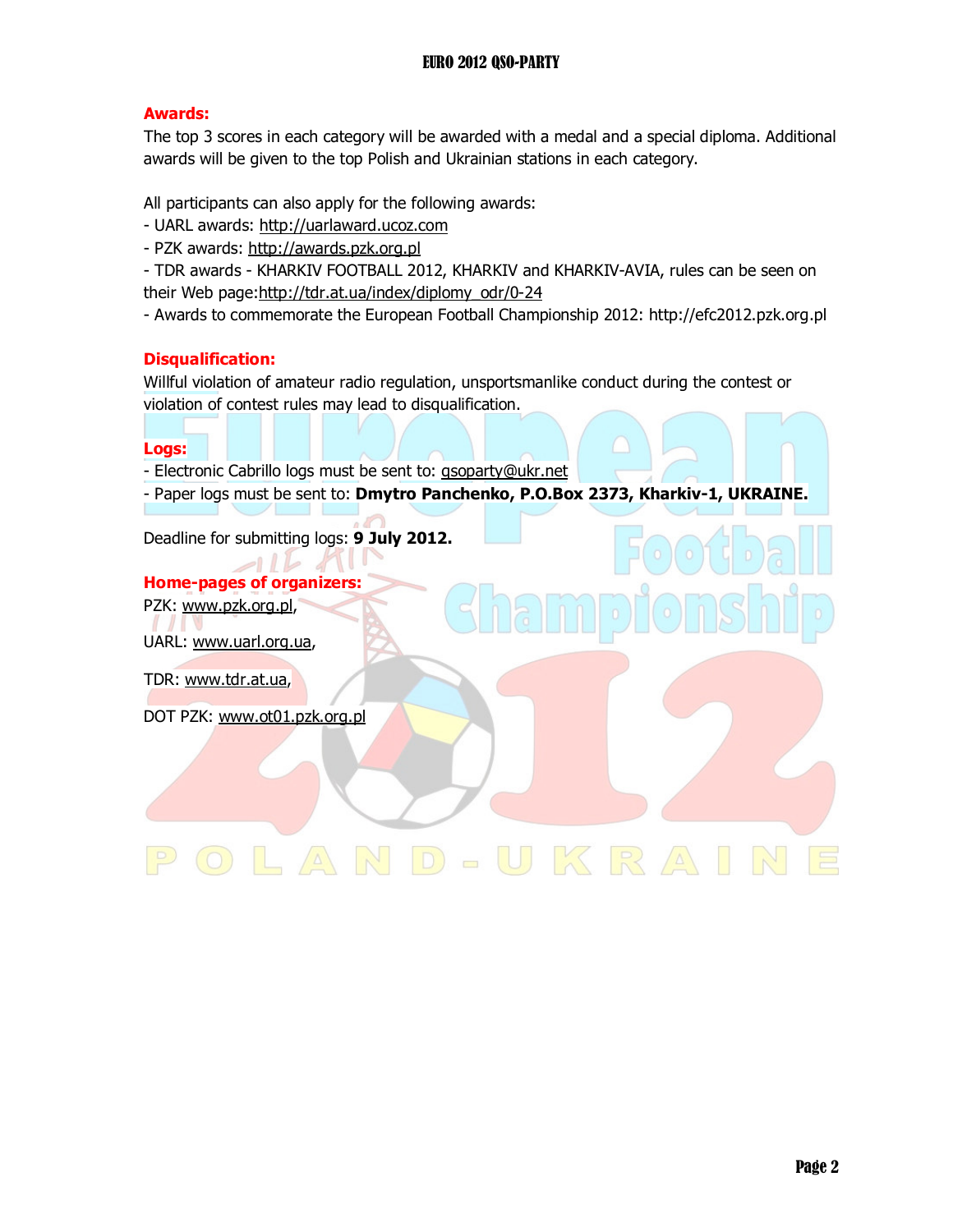## Awards:

The top 3 scores in each category will be awarded with a medal and a special diploma. Additional awards will be given to the top Polish and Ukrainian stations in each category.

All participants can also apply for the following awards:

- UARL awards: http://uarlaward.ucoz.com
- PZK awards: http://awards.pzk.org.pl
- TDR awards - KHARKIV FOOTBALL 2012, KHARKIV and KHARKIV-AVIA, rules can be seen on their Web page:http://tdr.at.ua/index/diplomy_odr/0-24
- Awards to commemorate the European Football Championship 2012: http://efc2012.pzk.org.pl

## Disqualification:

Willful violation of amateur radio regulation, unsportsmanlike conduct during the contest or violation of contest rules may lead to disqualification.

## Logs:

- Electronic Cabrillo logs must be sent to: qsoparty@ukr.net
- Paper logs must be sent to: **Dmytro Panchenko, P.O.Box 2373, Kharkiv-1, UKRAINE.**

Deadline for submitting logs: **9 July 2012.**

## Home-pages of organizers:

PZK: www.pzk.org.pl,

UARL: www.uarl.org.ua,

TDR: www.tdr.at.ua,

DOT PZK: www.ot01.pzk.org.pl